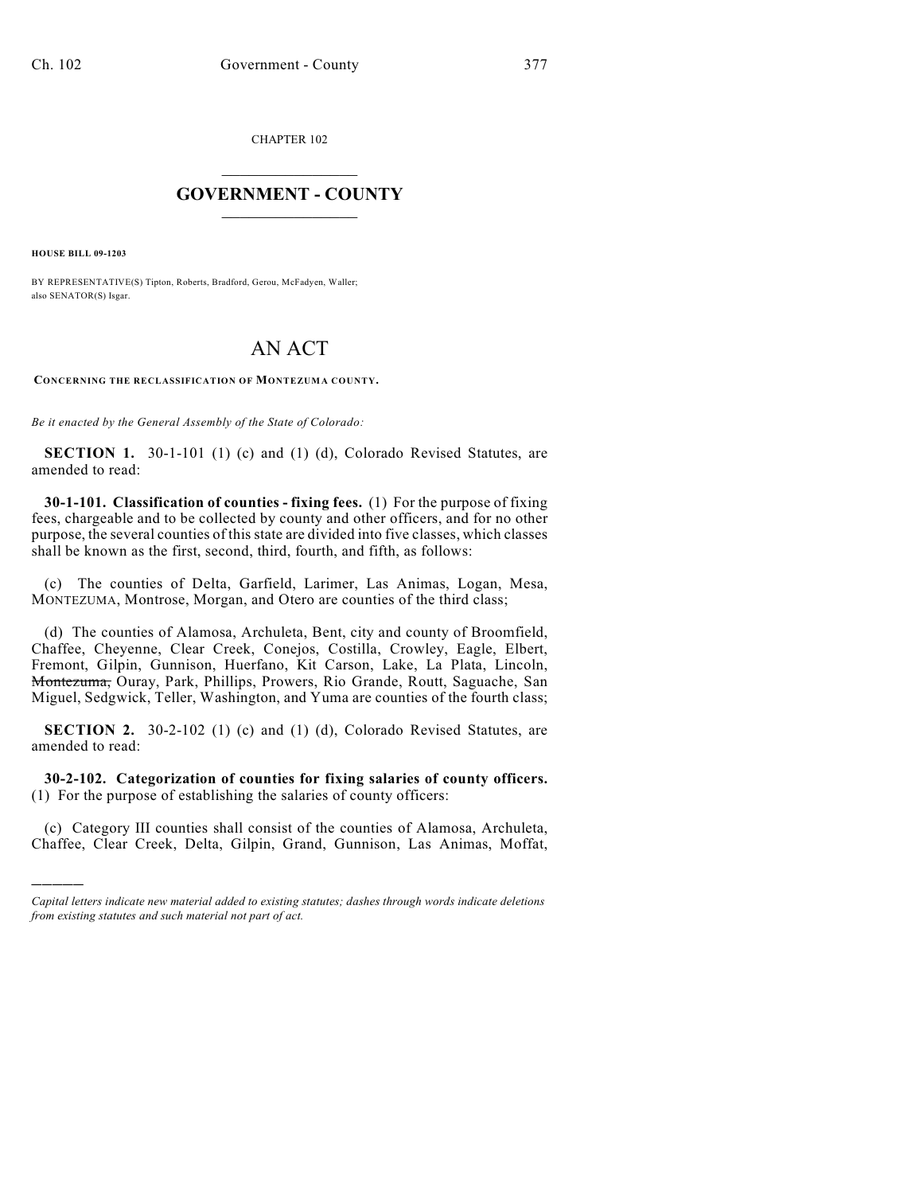CHAPTER 102

# GOVERNMENT - COUNTY

**HOUSE BILL 09-1203**

BY REPRESENTATIVE(S) Tipton, Roberts, Bradford, Gerou, McFadyen, Waller; also SENATOR(S) Isgar.

# AN ACT

**CONCERNING THE RECLASSIFICATION OF MONTEZUMA COUNTY.**

*Be it enacted by the General Assembly of the State of Colorado:*

**SECTION 1.** 30-1-101 (1) (c) and (1) (d), Colorado Revised Statutes, are amended to read:

**30-1-101. Classification of counties - fixing fees.** (1) For the purpose of fixing fees, chargeable and to be collected by county and other officers, and for no other purpose, the several counties of this state are divided into five classes, which classes shall be known as the first, second, third, fourth, and fifth, as follows:

(c) The counties of Delta, Garfield, Larimer, Las Animas, Logan, Mesa, MONTEZUMA, Montrose, Morgan, and Otero are counties of the third class;

(d) The counties of Alamosa, Archuleta, Bent, city and county of Broomfield, Chaffee, Cheyenne, Clear Creek, Conejos, Costilla, Crowley, Eagle, Elbert, Fremont, Gilpin, Gunnison, Huerfano, Kit Carson, Lake, La Plata, Lincoln, ~~Montezuma,~~ Ouray, Park, Phillips, Prowers, Rio Grande, Routt, Saguache, San Miguel, Sedgwick, Teller, Washington, and Yuma are counties of the fourth class;

**SECTION 2.** 30-2-102 (1) (c) and (1) (d), Colorado Revised Statutes, are amended to read:

**30-2-102. Categorization of counties for fixing salaries of county officers.** (1) For the purpose of establishing the salaries of county officers:

(c) Category III counties shall consist of the counties of Alamosa, Archuleta, Chaffee, Clear Creek, Delta, Gilpin, Grand, Gunnison, Las Animas, Moffat,

---

*Capital letters indicate new material added to existing statutes; dashes through words indicate deletions from existing statutes and such material not part of act.*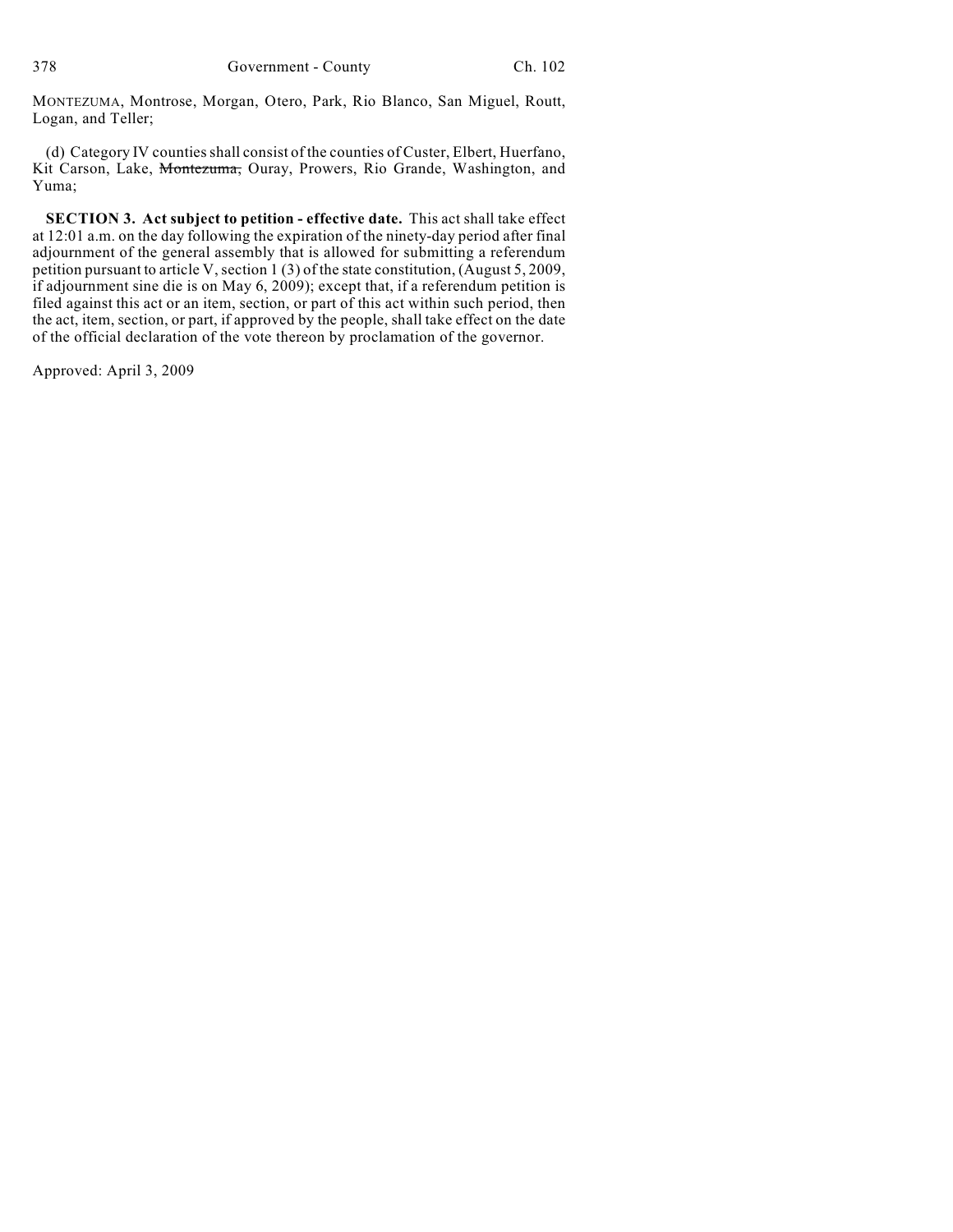MONTEZUMA, Montrose, Morgan, Otero, Park, Rio Blanco, San Miguel, Routt, Logan, and Teller;

(d) Category IV counties shall consist of the counties of Custer, Elbert, Huerfano, Kit Carson, Lake, ~~Montezuma,~~ Ouray, Prowers, Rio Grande, Washington, and Yuma;

**SECTION 3. Act subject to petition - effective date.** This act shall take effect at 12:01 a.m. on the day following the expiration of the ninety-day period after final adjournment of the general assembly that is allowed for submitting a referendum petition pursuant to article V, section 1 (3) of the state constitution, (August 5, 2009, if adjournment sine die is on May 6, 2009); except that, if a referendum petition is filed against this act or an item, section, or part of this act within such period, then the act, item, section, or part, if approved by the people, shall take effect on the date of the official declaration of the vote thereon by proclamation of the governor.

Approved: April 3, 2009